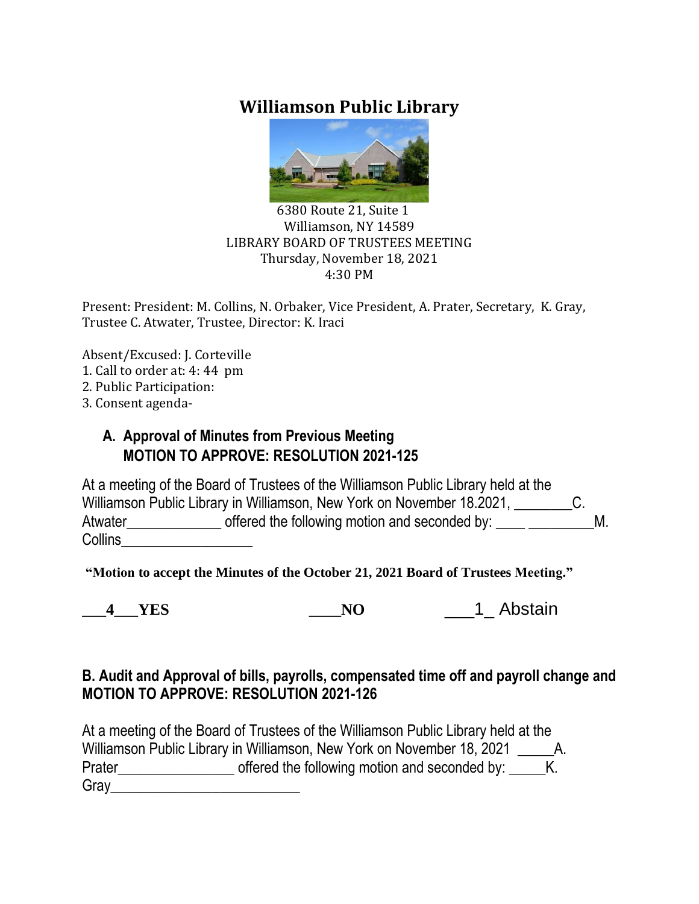# Williamson Public Library

6380 Route 21, Suite 1
Williamson, NY 14589
LIBRARY BOARD OF TRUSTEES MEETING
Thursday, November 18, 2021
4:30 PM

Present: President: M. Collins, N. Orbaker, Vice President, A. Prater, Secretary, K. Gray, Trustee C. Atwater, Trustee, Director: K. Iraci

Absent/Excused: J. Corteville

1. Call to order at: 4: 44 pm
2. Public Participation:
3. Consent agenda-

### A. Approval of Minutes from Previous Meeting
### MOTION TO APPROVE: RESOLUTION 2021-125

At a meeting of the Board of Trustees of the Williamson Public Library held at the Williamson Public Library in Williamson, New York on November 18.2021, ________C. Atwater_____________ offered the following motion and seconded by: ____ _________M. Collins__________________

**"Motion to accept the Minutes of the October 21, 2021 Board of Trustees Meeting."**

**___4___YES** **____NO** ___1_ Abstain

### B. Audit and Approval of bills, payrolls, compensated time off and payroll change and MOTION TO APPROVE: RESOLUTION 2021-126

At a meeting of the Board of Trustees of the Williamson Public Library held at the Williamson Public Library in Williamson, New York on November 18, 2021 _____A. Prater________________ offered the following motion and seconded by: _____K. Gray__________________________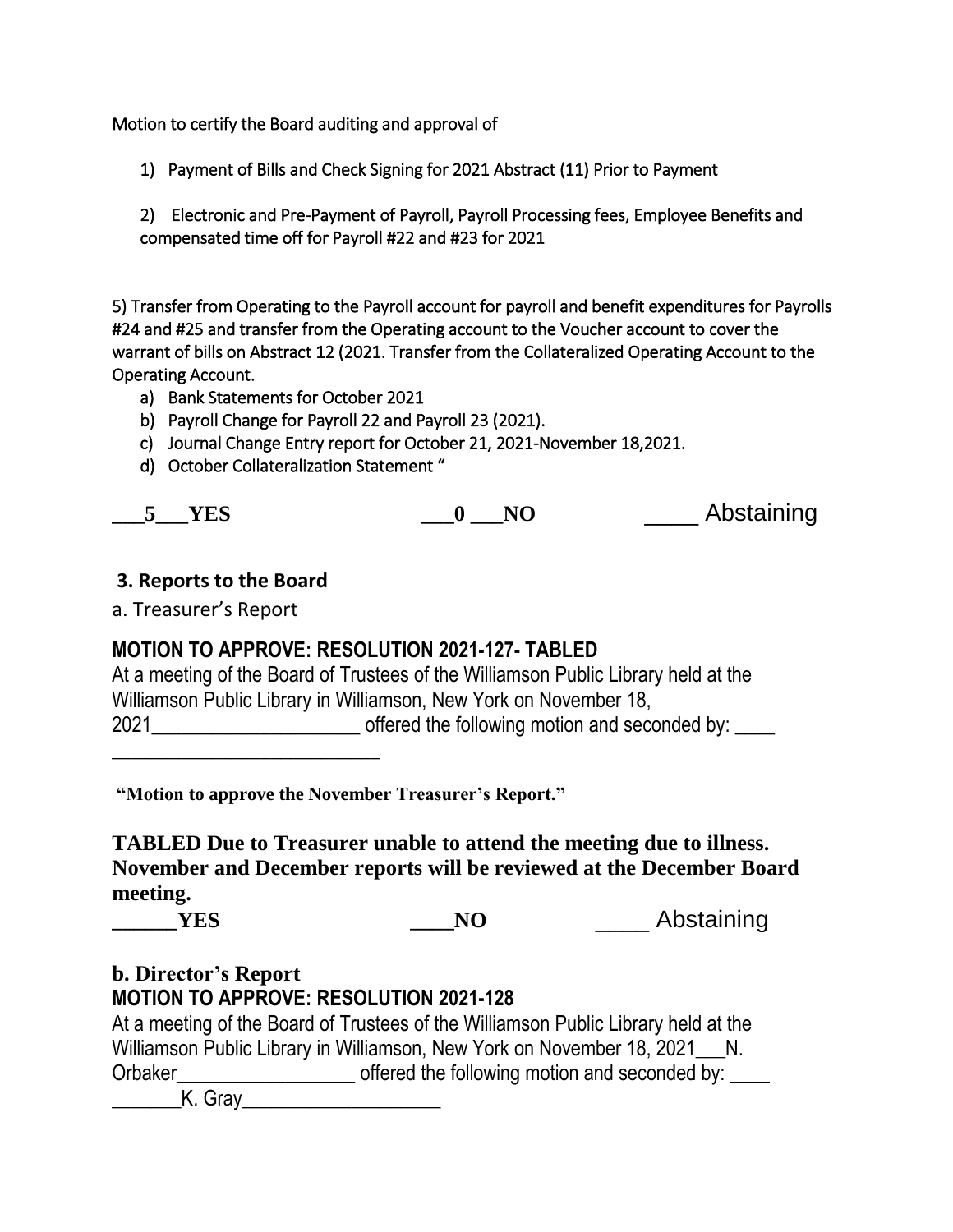Motion to certify the Board auditing and approval of

1) Payment of Bills and Check Signing for 2021 Abstract (11) Prior to Payment

2) Electronic and Pre-Payment of Payroll, Payroll Processing fees, Employee Benefits and compensated time off for Payroll #22 and #23 for 2021

5) Transfer from Operating to the Payroll account for payroll and benefit expenditures for Payrolls #24 and #25 and transfer from the Operating account to the Voucher account to cover the warrant of bills on Abstract 12 (2021. Transfer from the Collateralized Operating Account to the Operating Account.

a) Bank Statements for October 2021
b) Payroll Change for Payroll 22 and Payroll 23 (2021).
c) Journal Change Entry report for October 21, 2021-November 18,2021.
d) October Collateralization Statement "

**\_\_\_5\_\_\_YES** **\_\_\_0 \_\_\_NO** \_\_\_\_ Abstaining

### 3. Reports to the Board

a. Treasurer's Report

**MOTION TO APPROVE: RESOLUTION 2021-127- TABLED**

At a meeting of the Board of Trustees of the Williamson Public Library held at the Williamson Public Library in Williamson, New York on November 18, 2021\_\_\_\_\_\_\_\_\_\_\_\_\_\_\_\_\_\_\_\_ offered the following motion and seconded by: \_\_\_\_ \_\_\_\_\_\_\_\_\_\_\_\_\_\_\_\_\_\_\_\_\_\_\_\_\_\_

**"Motion to approve the November Treasurer's Report."**

**TABLED Due to Treasurer unable to attend the meeting due to illness. November and December reports will be reviewed at the December Board meeting.**

**\_\_\_\_\_\_YES** **\_\_\_\_NO** \_\_\_\_ Abstaining

**b. Director's Report**

**MOTION TO APPROVE: RESOLUTION 2021-128**

At a meeting of the Board of Trustees of the Williamson Public Library held at the Williamson Public Library in Williamson, New York on November 18, 2021\_\_\_N. Orbaker\_\_\_\_\_\_\_\_\_\_\_\_\_\_\_\_\_ offered the following motion and seconded by: \_\_\_\_ \_\_\_\_\_\_\_K. Gray\_\_\_\_\_\_\_\_\_\_\_\_\_\_\_\_\_\_\_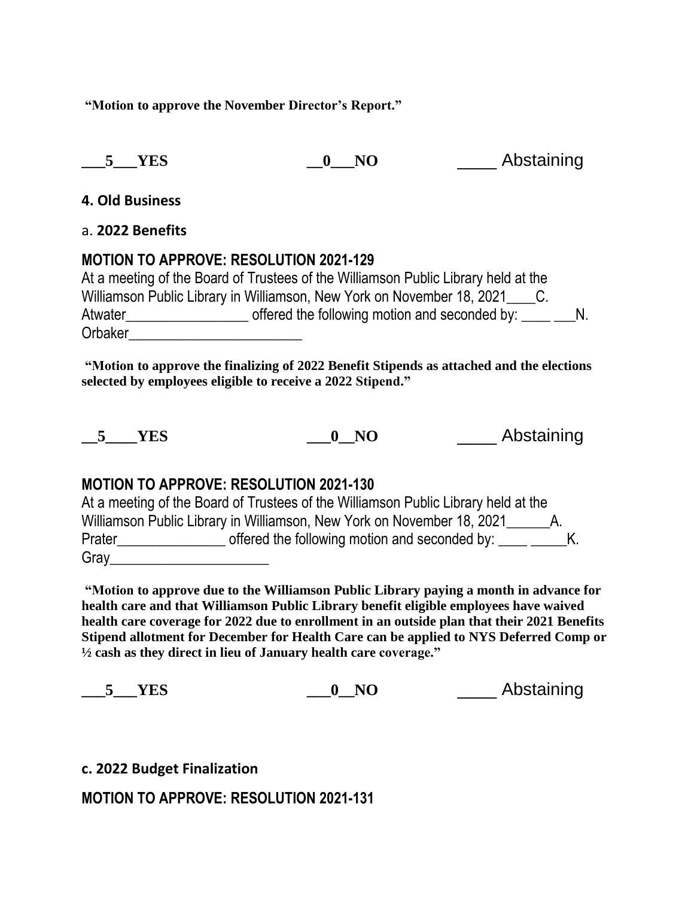**"Motion to approve the November Director's Report."**

**\_\_\_5\_\_\_YES** **\_\_0\_\_\_NO** \_\_\_\_ Abstaining

**4. Old Business**

a. **2022 Benefits**

**MOTION TO APPROVE: RESOLUTION 2021-129**

At a meeting of the Board of Trustees of the Williamson Public Library held at the Williamson Public Library in Williamson, New York on November 18, 2021\_\_\_\_C. Atwater\_\_\_\_\_\_\_\_\_\_\_\_\_\_\_\_\_ offered the following motion and seconded by: \_\_\_\_ \_\_\_N. Orbaker\_\_\_\_\_\_\_\_\_\_\_\_\_\_\_\_\_\_\_\_\_\_\_\_

**"Motion to approve the finalizing of 2022 Benefit Stipends as attached and the elections selected by employees eligible to receive a 2022 Stipend."**

**\_\_5\_\_\_\_YES** **\_\_\_0\_\_NO** \_\_\_\_ Abstaining

**MOTION TO APPROVE: RESOLUTION 2021-130**

At a meeting of the Board of Trustees of the Williamson Public Library held at the Williamson Public Library in Williamson, New York on November 18, 2021\_\_\_\_\_\_A. Prater\_\_\_\_\_\_\_\_\_\_\_\_\_\_\_ offered the following motion and seconded by: \_\_\_\_ \_\_\_\_\_K. Gray\_\_\_\_\_\_\_\_\_\_\_\_\_\_\_\_\_\_\_\_\_\_

**"Motion to approve due to the Williamson Public Library paying a month in advance for health care and that Williamson Public Library benefit eligible employees have waived health care coverage for 2022 due to enrollment in an outside plan that their 2021 Benefits Stipend allotment for December for Health Care can be applied to NYS Deferred Comp or ½ cash as they direct in lieu of January health care coverage."**

**\_\_\_5\_\_\_YES** **\_\_\_0\_\_NO** \_\_\_\_ Abstaining

**c. 2022 Budget Finalization**

**MOTION TO APPROVE: RESOLUTION 2021-131**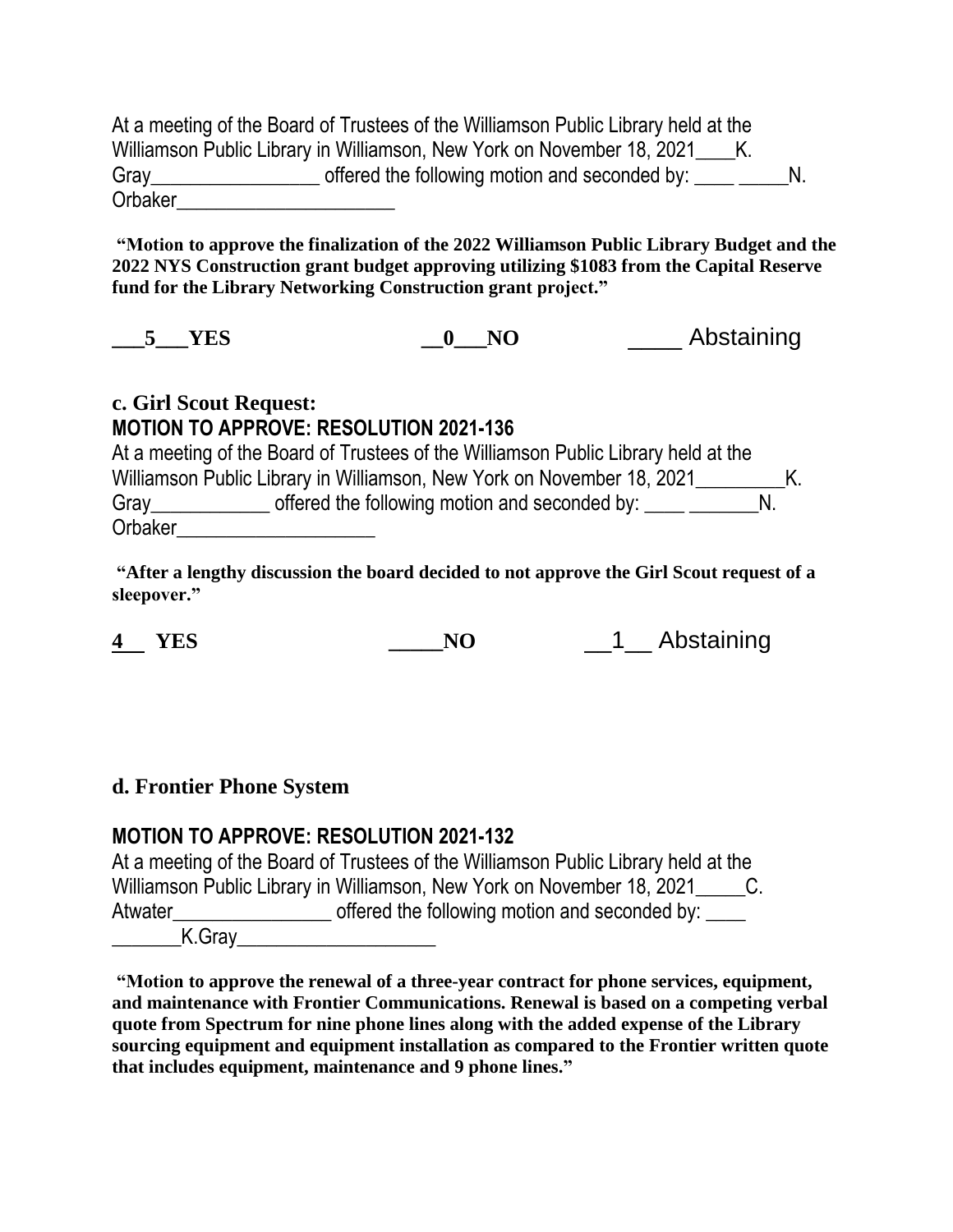At a meeting of the Board of Trustees of the Williamson Public Library held at the Williamson Public Library in Williamson, New York on November 18, 2021____K. Gray_________________ offered the following motion and seconded by: ____ _____N. Orbaker______________________

**"Motion to approve the finalization of the 2022 Williamson Public Library Budget and the 2022 NYS Construction grant budget approving utilizing $1083 from the Capital Reserve fund for the Library Networking Construction grant project."**

**___5___YES** **__0___NO** ____ Abstaining

### c. Girl Scout Request:

**MOTION TO APPROVE: RESOLUTION 2021-136**

At a meeting of the Board of Trustees of the Williamson Public Library held at the Williamson Public Library in Williamson, New York on November 18, 2021_________K. Gray____________ offered the following motion and seconded by: ____ _______N. Orbaker____________________

**"After a lengthy discussion the board decided to not approve the Girl Scout request of a sleepover."**

**4__ YES** **_____NO** __1__ Abstaining

### d. Frontier Phone System

**MOTION TO APPROVE: RESOLUTION 2021-132**

At a meeting of the Board of Trustees of the Williamson Public Library held at the Williamson Public Library in Williamson, New York on November 18, 2021_____C. Atwater________________ offered the following motion and seconded by: ____ _______K.Gray____________________

**"Motion to approve the renewal of a three-year contract for phone services, equipment, and maintenance with Frontier Communications. Renewal is based on a competing verbal quote from Spectrum for nine phone lines along with the added expense of the Library sourcing equipment and equipment installation as compared to the Frontier written quote that includes equipment, maintenance and 9 phone lines."**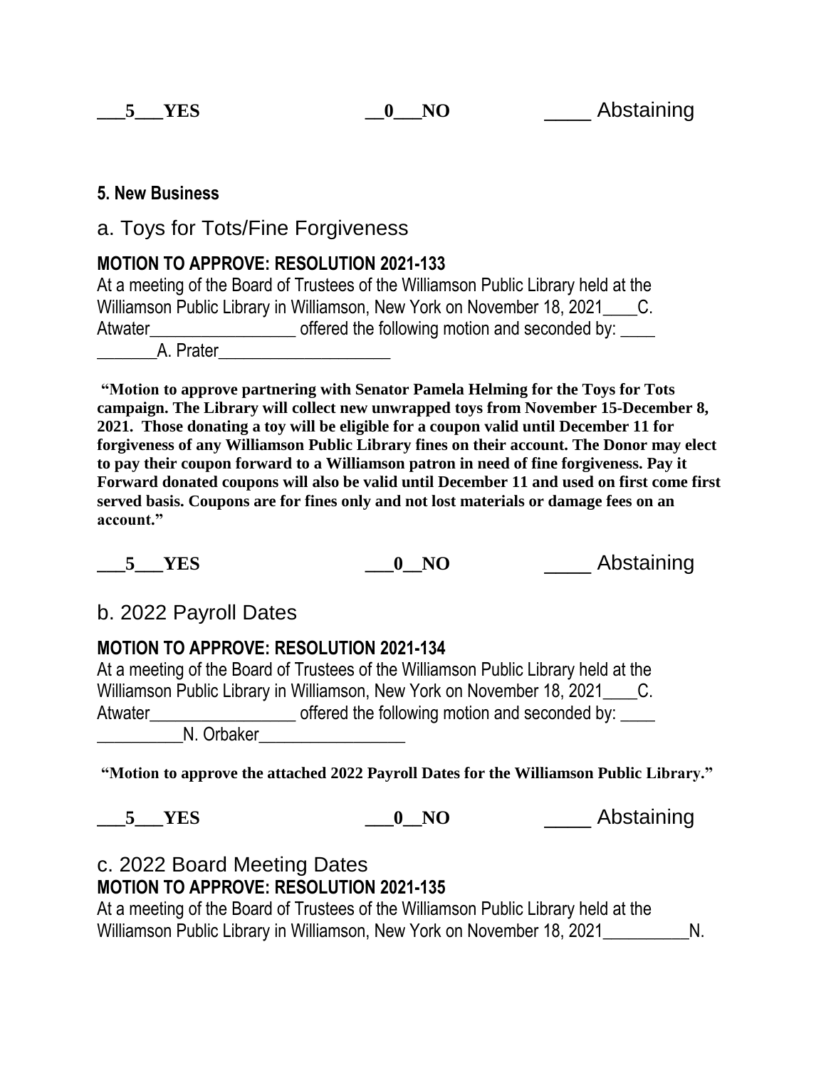**\_\_\_5\_\_\_YES** **\_\_0\_\_\_NO** \_\_\_\_ Abstaining

**5. New Business**

a. Toys for Tots/Fine Forgiveness

**MOTION TO APPROVE: RESOLUTION 2021-133**

At a meeting of the Board of Trustees of the Williamson Public Library held at the Williamson Public Library in Williamson, New York on November 18, 2021\_\_\_\_C. Atwater\_\_\_\_\_\_\_\_\_\_\_\_\_\_\_\_\_ offered the following motion and seconded by: \_\_\_\_ \_\_\_\_\_\_\_A. Prater\_\_\_\_\_\_\_\_\_\_\_\_\_\_\_\_\_\_\_\_

**"Motion to approve partnering with Senator Pamela Helming for the Toys for Tots campaign. The Library will collect new unwrapped toys from November 15-December 8, 2021. Those donating a toy will be eligible for a coupon valid until December 11 for forgiveness of any Williamson Public Library fines on their account. The Donor may elect to pay their coupon forward to a Williamson patron in need of fine forgiveness. Pay it Forward donated coupons will also be valid until December 11 and used on first come first served basis. Coupons are for fines only and not lost materials or damage fees on an account."**

**\_\_\_5\_\_\_YES** **\_\_\_0\_\_NO** \_\_\_\_ Abstaining

b. 2022 Payroll Dates

**MOTION TO APPROVE: RESOLUTION 2021-134**

At a meeting of the Board of Trustees of the Williamson Public Library held at the Williamson Public Library in Williamson, New York on November 18, 2021\_\_\_\_C. Atwater\_\_\_\_\_\_\_\_\_\_\_\_\_\_\_\_\_ offered the following motion and seconded by: \_\_\_\_ \_\_\_\_\_\_\_\_\_\_N. Orbaker\_\_\_\_\_\_\_\_\_\_\_\_\_\_\_\_\_

**"Motion to approve the attached 2022 Payroll Dates for the Williamson Public Library."**

**\_\_\_5\_\_\_YES** **\_\_\_0\_\_NO** \_\_\_\_ Abstaining

c. 2022 Board Meeting Dates

**MOTION TO APPROVE: RESOLUTION 2021-135**

At a meeting of the Board of Trustees of the Williamson Public Library held at the Williamson Public Library in Williamson, New York on November 18, 2021\_\_\_\_\_\_\_\_\_\_N.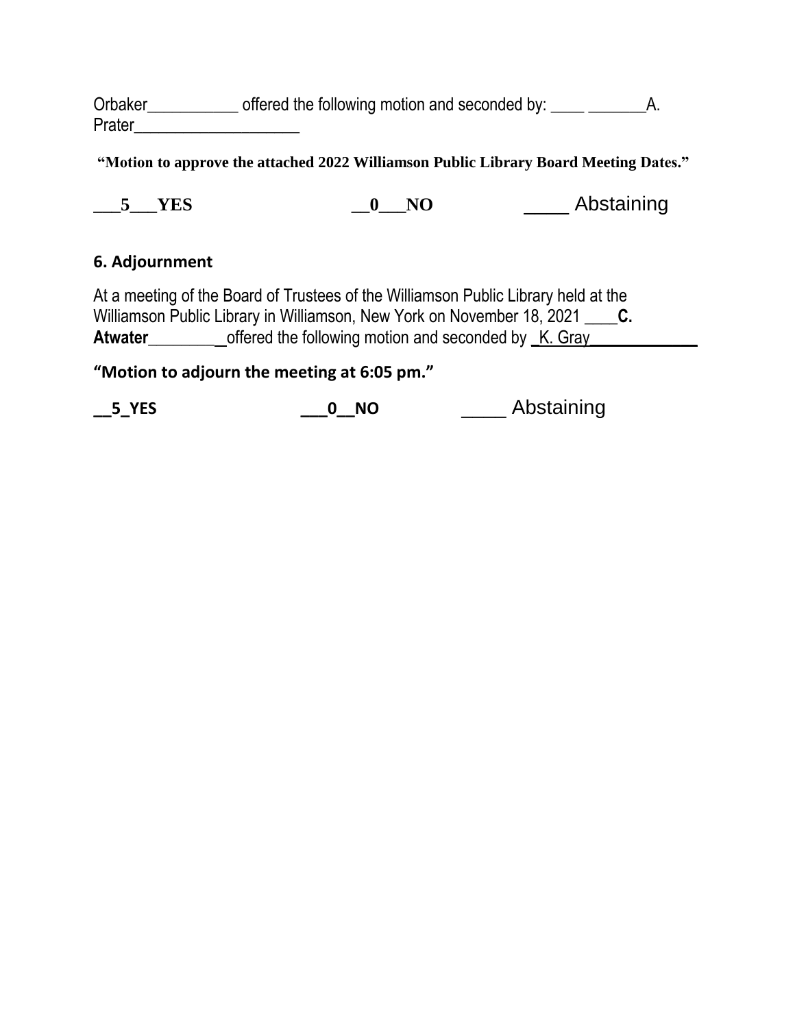Orbaker___________ offered the following motion and seconded by: ____ _______A. Prater____________________

**"Motion to approve the attached 2022 Williamson Public Library Board Meeting Dates."**

**___5___YES** **__0___NO** ____ Abstaining

**6. Adjournment**

At a meeting of the Board of Trustees of the Williamson Public Library held at the Williamson Public Library in Williamson, New York on November 18, 2021 ____**C. Atwater**_________offered the following motion and seconded by _K. Gray_____________

**"Motion to adjourn the meeting at 6:05 pm."**

**__5_YES** **___0__NO** ____ Abstaining